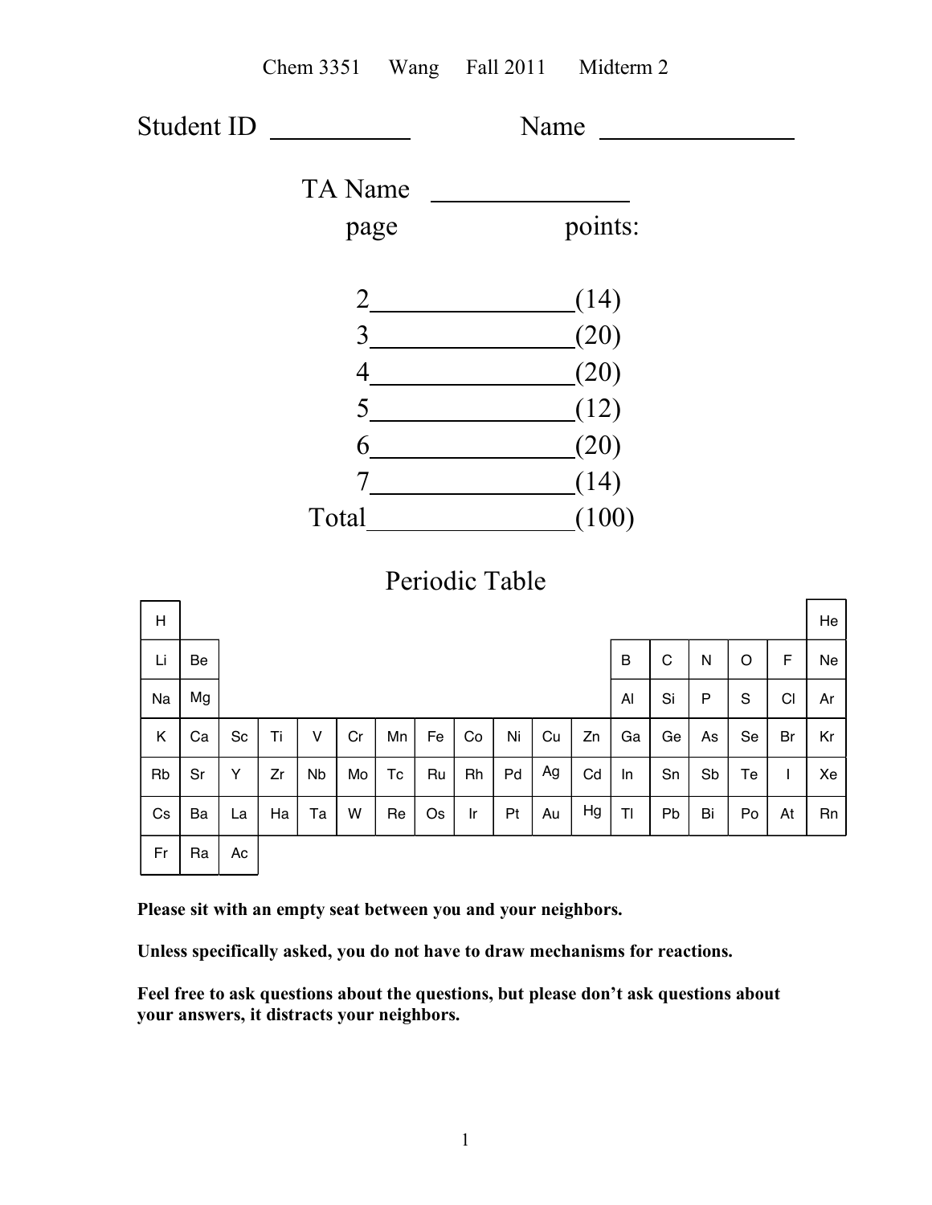Chem 3351 Wang Fall 2011 Midterm 2

Student ID __________ Name ______________

TA Name ______________

| page | points: |
| --- | --- |
| 2 | (14) |
| 3 | (20) |
| 4 | (20) |
| 5 | (12) |
| 6 | (20) |
| 7 | (14) |
| Total | (100) |

## Periodic Table

| | | | | | | | | | | | | | | | | | |
| --- | --- | --- | --- | --- | --- | --- | --- | --- | --- | --- | --- | --- | --- | --- | --- | --- | --- |
| H | | | | | | | | | | | | | | | | | He |
| Li | Be | | | | | | | | | | | B | C | N | O | F | Ne |
| Na | Mg | | | | | | | | | | | Al | Si | P | S | Cl | Ar |
| K | Ca | Sc | Ti | V | Cr | Mn | Fe | Co | Ni | Cu | Zn | Ga | Ge | As | Se | Br | Kr |
| Rb | Sr | Y | Zr | Nb | Mo | Tc | Ru | Rh | Pd | Ag | Cd | In | Sn | Sb | Te | I | Xe |
| Cs | Ba | La | Ha | Ta | W | Re | Os | Ir | Pt | Au | Hg | Tl | Pb | Bi | Po | At | Rn |
| Fr | Ra | Ac | | | | | | | | | | | | | | | |

**Please sit with an empty seat between you and your neighbors.**

**Unless specifically asked, you do not have to draw mechanisms for reactions.**

**Feel free to ask questions about the questions, but please don't ask questions about your answers, it distracts your neighbors.**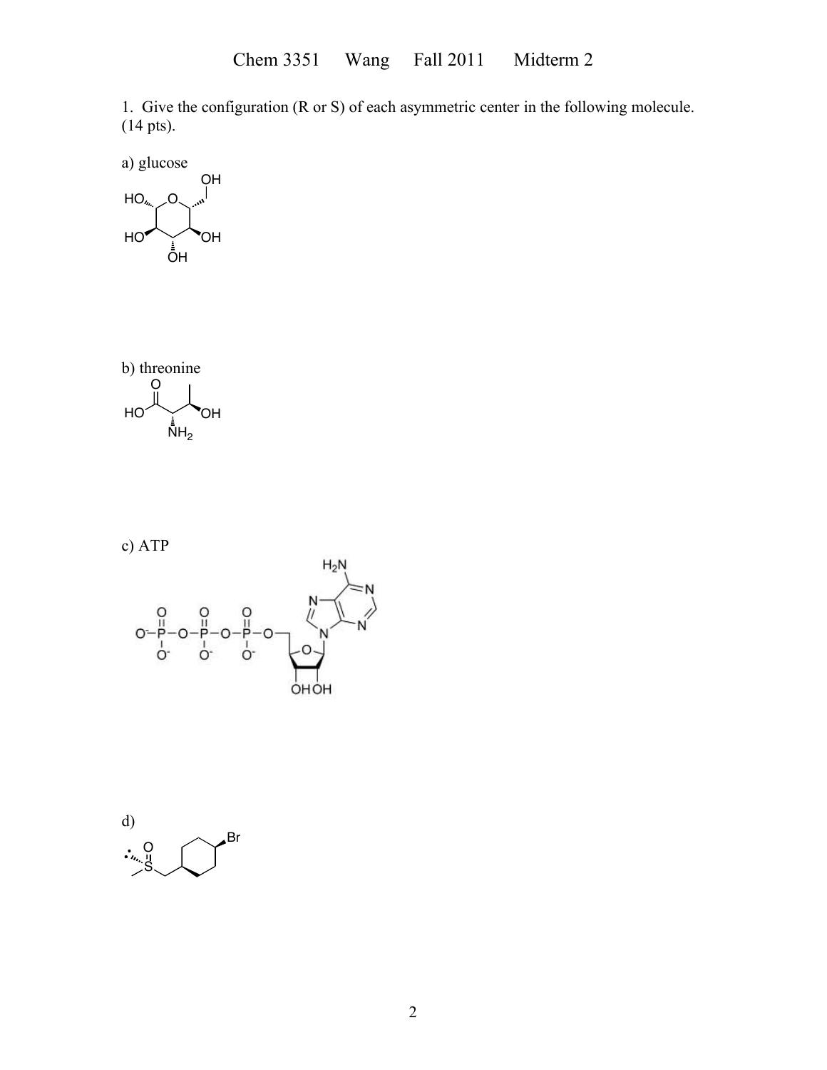1. Give the configuration (R or S) of each asymmetric center in the following molecule. (14 pts).

a) glucose

b) threonine

c) ATP

d)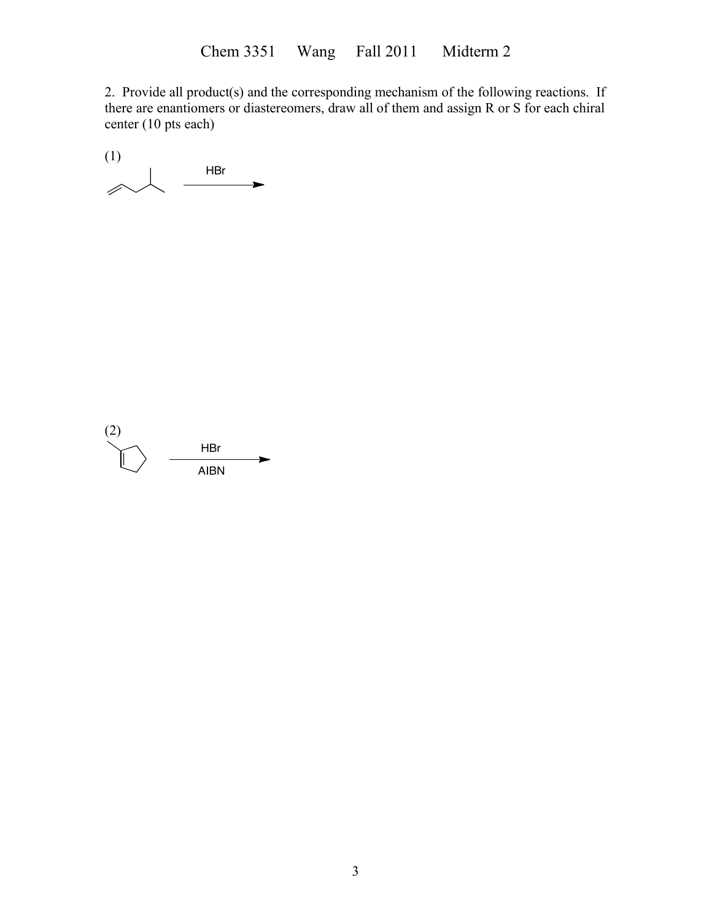2. Provide all product(s) and the corresponding mechanism of the following reactions. If there are enantiomers or diastereomers, draw all of them and assign R or S for each chiral center (10 pts each)

(1)

HBr

(2)

HBr

AIBN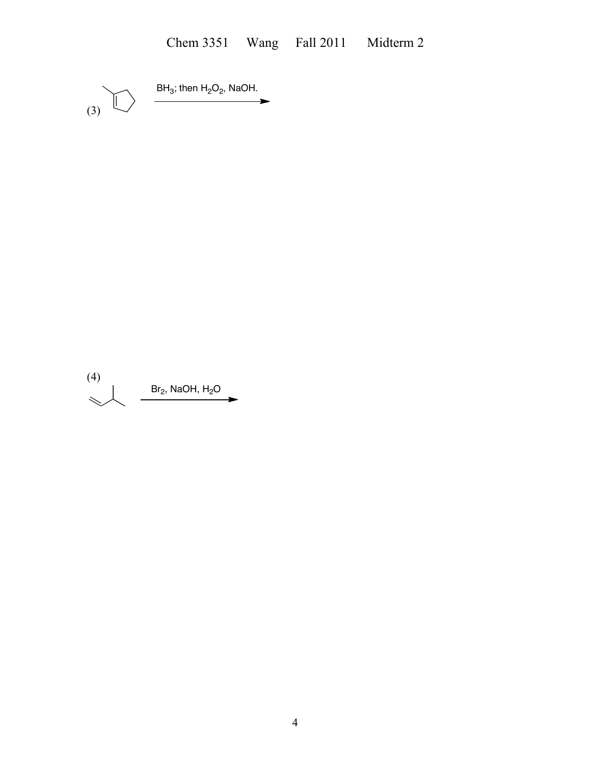(3) $\xrightarrow{BH_3\text{; then } H_2O_2\text{, NaOH.}}$

(4) $\xrightarrow{Br_2\text{, NaOH, } H_2O}$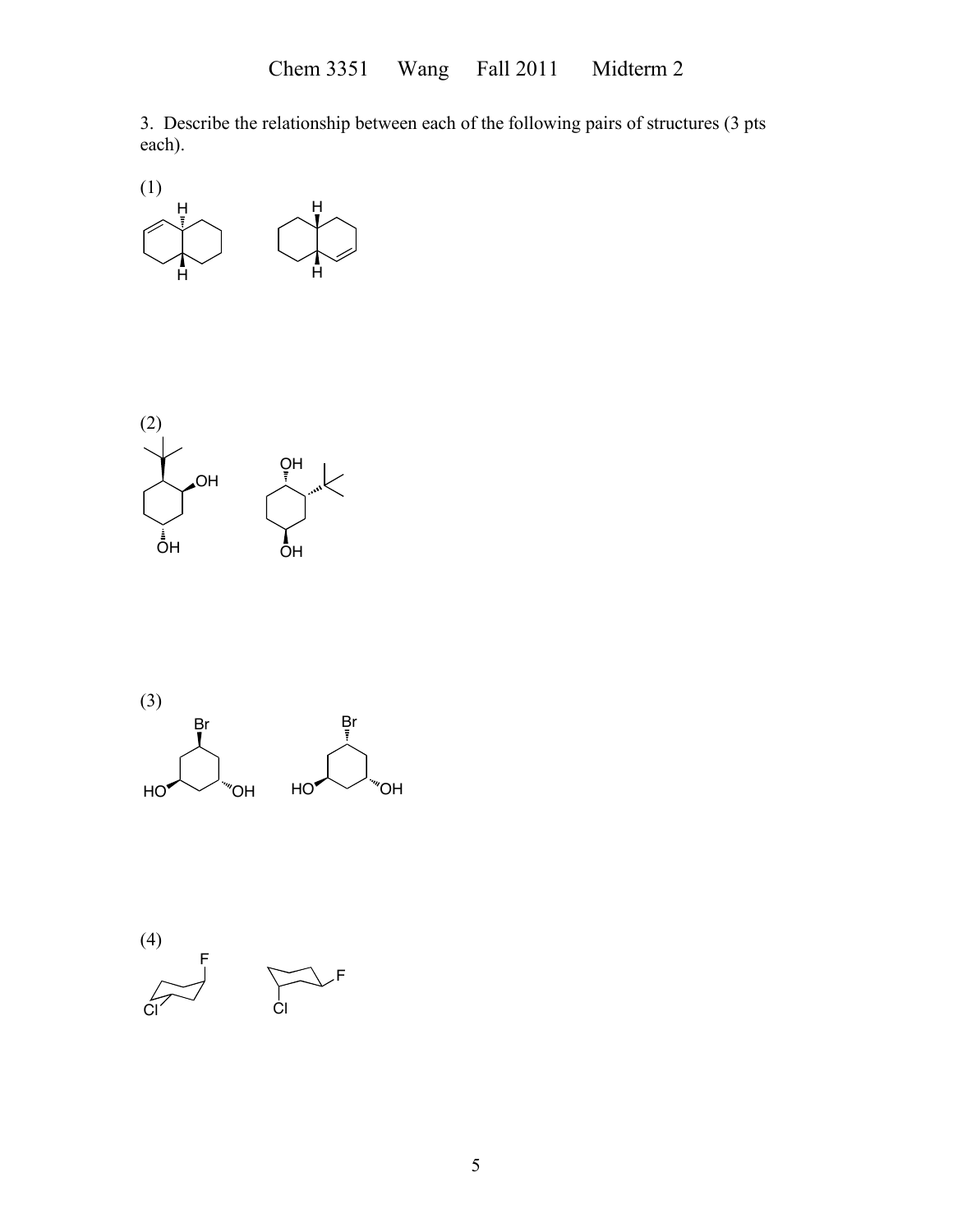3. Describe the relationship between each of the following pairs of structures (3 pts each).

(1)

(2)

(3)

(4)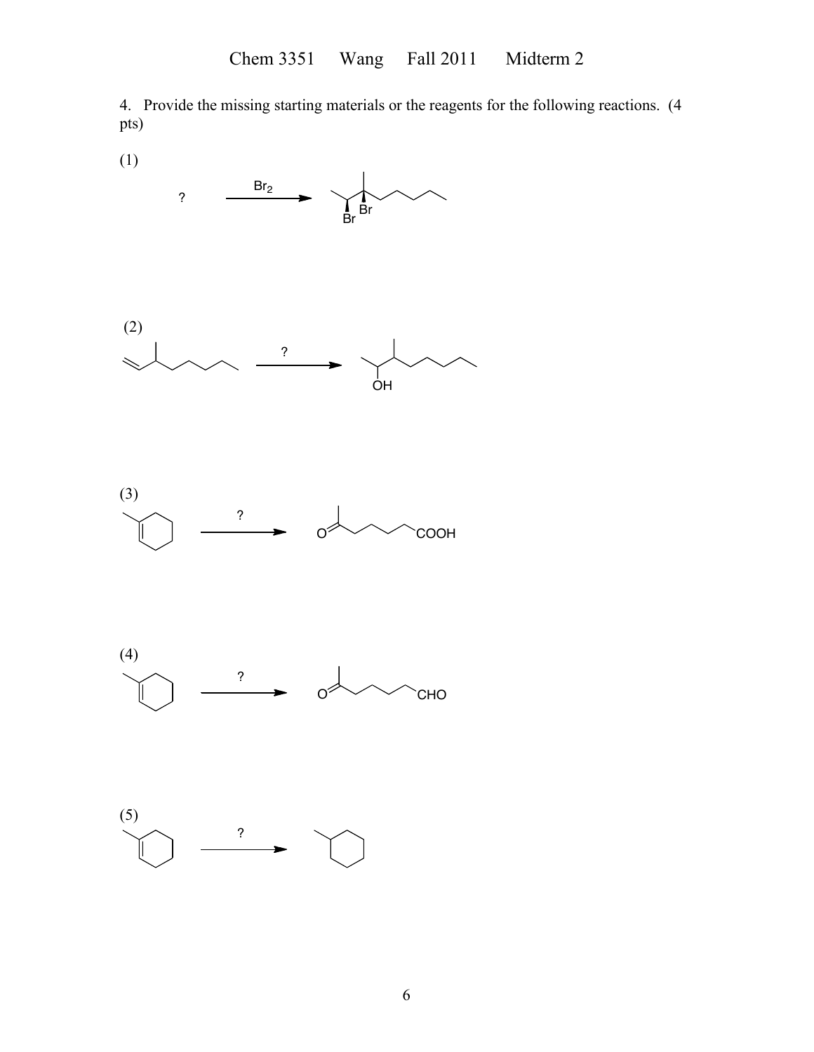4. Provide the missing starting materials or the reagents for the following reactions. (4 pts)

(1)

? $\xrightarrow{Br_2}$ (product with Br, Br)

(2)

$\xrightarrow{?}$ (product with OH)

(3)

$\xrightarrow{?}$ (product with COOH)

(4)

$\xrightarrow{?}$ (product with CHO)

(5)

$\xrightarrow{?}$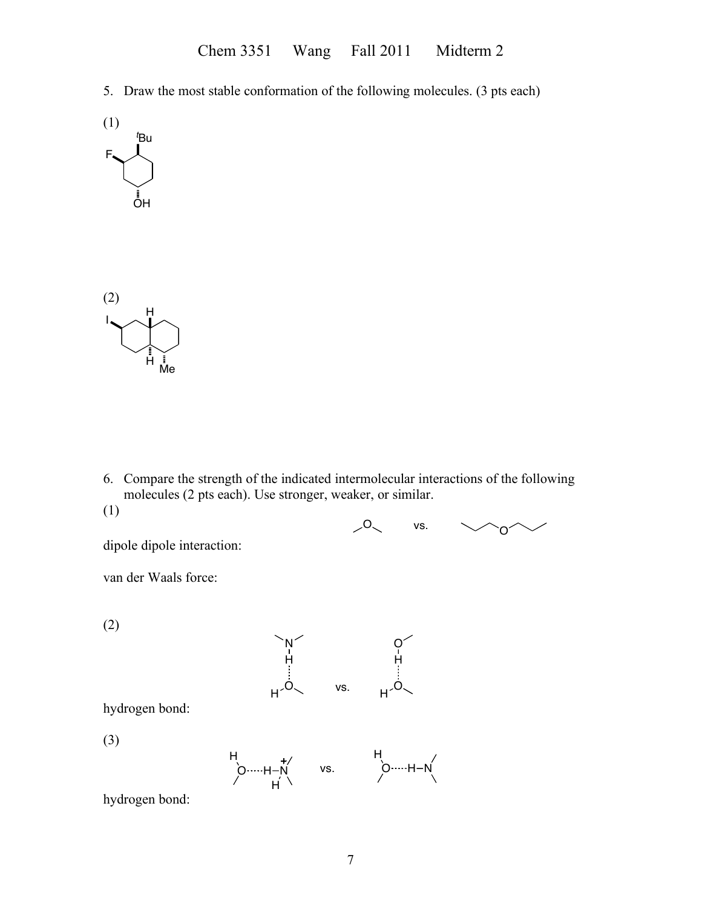5. Draw the most stable conformation of the following molecules. (3 pts each)

(1)

$^t$Bu

F

OH

(2)

H

I

H

Me

6. Compare the strength of the indicated intermolecular interactions of the following molecules (2 pts each). Use stronger, weaker, or similar.

(1)

vs.

dipole dipole interaction:

van der Waals force:

(2)

vs.

hydrogen bond:

(3)

vs.

hydrogen bond: